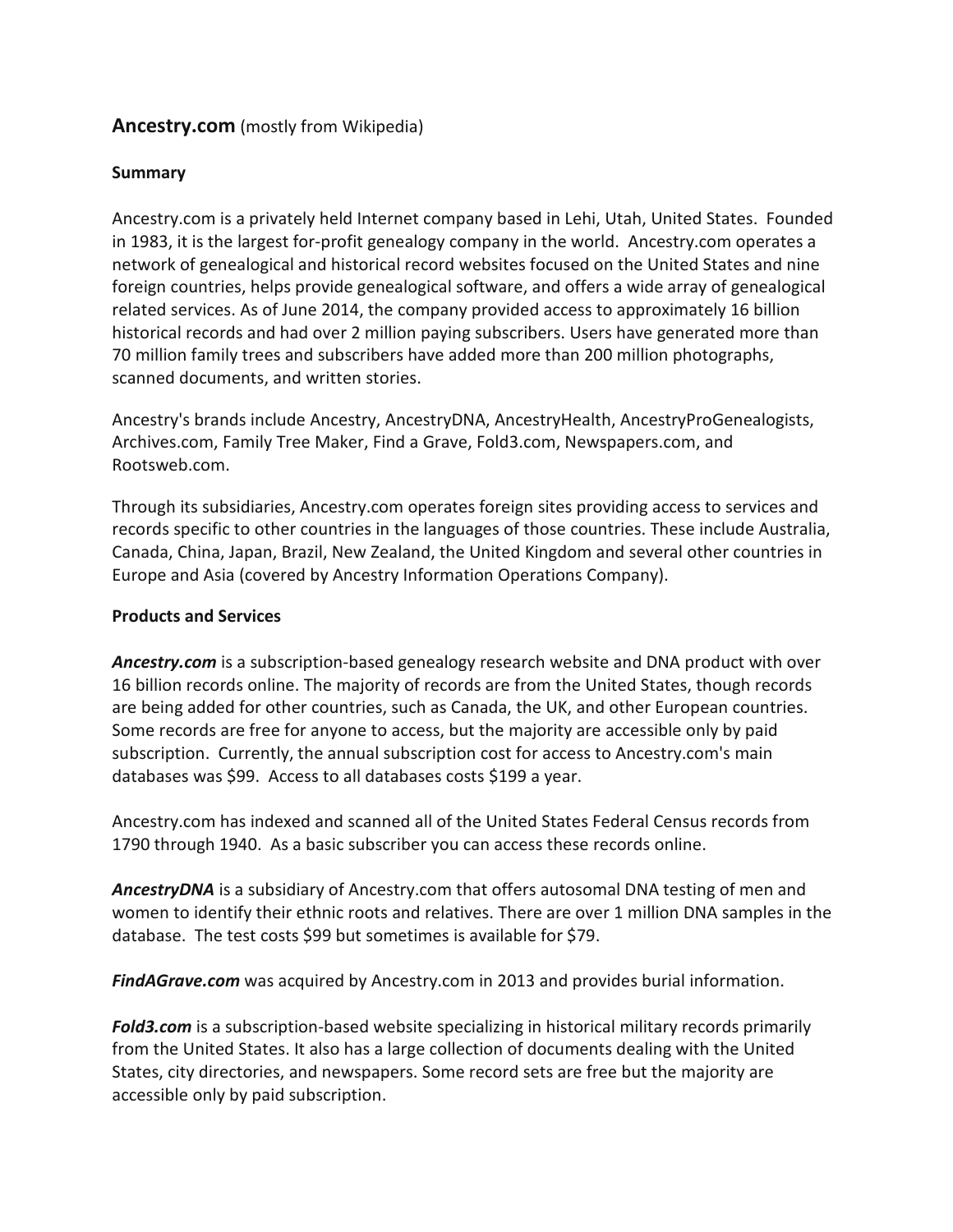# **Ancestry.com** (mostly from Wikipedia)

## Summary

Ancestry.com is a privately held Internet company based in Lehi, Utah, United States. Founded in 1983, it is the largest for-profit genealogy company in the world. Ancestry.com operates a network of genealogical and historical record websites focused on the United States and nine foreign countries, helps provide genealogical software, and offers a wide array of genealogical related services. As of June 2014, the company provided access to approximately 16 billion historical records and had over 2 million paying subscribers. Users have generated more than 70 million family trees and subscribers have added more than 200 million photographs, scanned documents, and written stories.

Ancestry's brands include Ancestry, AncestryDNA, AncestryHealth, AncestryProGenealogists, Archives.com, Family Tree Maker, Find a Grave, Fold3.com, Newspapers.com, and Rootsweb.com.

Through its subsidiaries, Ancestry.com operates foreign sites providing access to services and records specific to other countries in the languages of those countries. These include Australia, Canada, China, Japan, Brazil, New Zealand, the United Kingdom and several other countries in Europe and Asia (covered by Ancestry Information Operations Company).

## Products and Services

***Ancestry.com*** is a subscription-based genealogy research website and DNA product with over 16 billion records online. The majority of records are from the United States, though records are being added for other countries, such as Canada, the UK, and other European countries. Some records are free for anyone to access, but the majority are accessible only by paid subscription. Currently, the annual subscription cost for access to Ancestry.com's main databases was $99. Access to all databases costs $199 a year.

Ancestry.com has indexed and scanned all of the United States Federal Census records from 1790 through 1940. As a basic subscriber you can access these records online.

***AncestryDNA*** is a subsidiary of Ancestry.com that offers autosomal DNA testing of men and women to identify their ethnic roots and relatives. There are over 1 million DNA samples in the database. The test costs $99 but sometimes is available for $79.

***FindAGrave.com*** was acquired by Ancestry.com in 2013 and provides burial information.

***Fold3.com*** is a subscription-based website specializing in historical military records primarily from the United States. It also has a large collection of documents dealing with the United States, city directories, and newspapers. Some record sets are free but the majority are accessible only by paid subscription.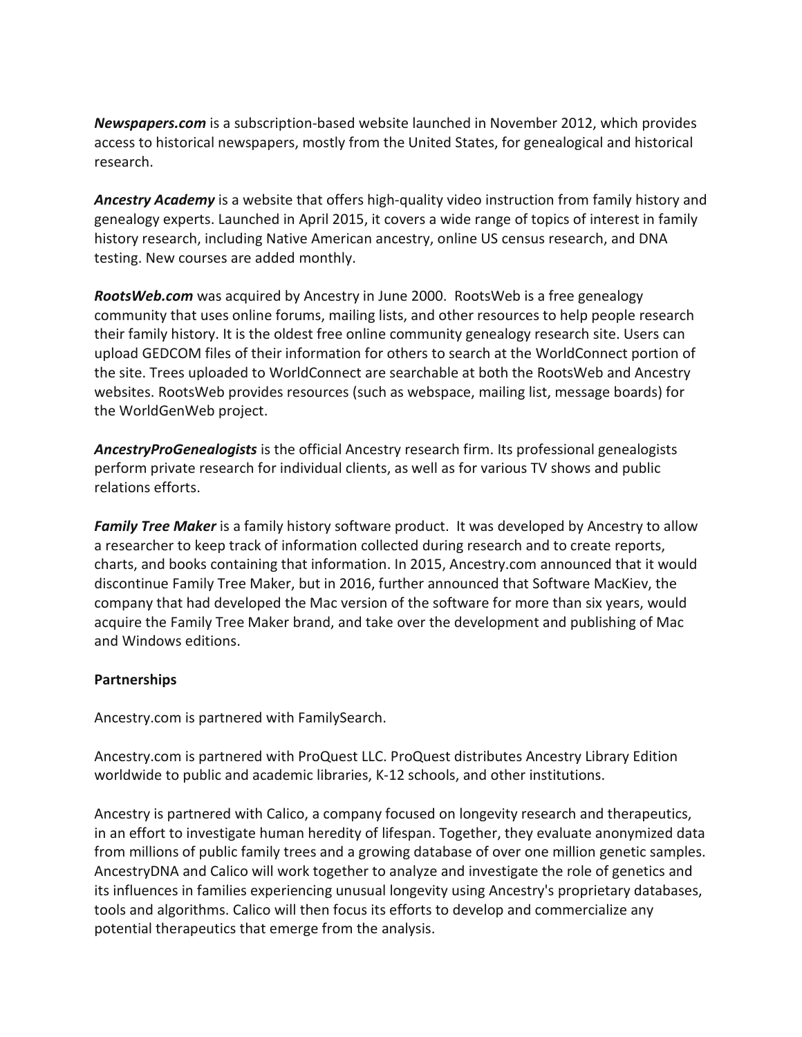***Newspapers.com*** is a subscription-based website launched in November 2012, which provides access to historical newspapers, mostly from the United States, for genealogical and historical research.

***Ancestry Academy*** is a website that offers high-quality video instruction from family history and genealogy experts. Launched in April 2015, it covers a wide range of topics of interest in family history research, including Native American ancestry, online US census research, and DNA testing. New courses are added monthly.

***RootsWeb.com*** was acquired by Ancestry in June 2000. RootsWeb is a free genealogy community that uses online forums, mailing lists, and other resources to help people research their family history. It is the oldest free online community genealogy research site. Users can upload GEDCOM files of their information for others to search at the WorldConnect portion of the site. Trees uploaded to WorldConnect are searchable at both the RootsWeb and Ancestry websites. RootsWeb provides resources (such as webspace, mailing list, message boards) for the WorldGenWeb project.

***AncestryProGenealogists*** is the official Ancestry research firm. Its professional genealogists perform private research for individual clients, as well as for various TV shows and public relations efforts.

***Family Tree Maker*** is a family history software product. It was developed by Ancestry to allow a researcher to keep track of information collected during research and to create reports, charts, and books containing that information. In 2015, Ancestry.com announced that it would discontinue Family Tree Maker, but in 2016, further announced that Software MacKiev, the company that had developed the Mac version of the software for more than six years, would acquire the Family Tree Maker brand, and take over the development and publishing of Mac and Windows editions.

**Partnerships**

Ancestry.com is partnered with FamilySearch.

Ancestry.com is partnered with ProQuest LLC. ProQuest distributes Ancestry Library Edition worldwide to public and academic libraries, K-12 schools, and other institutions.

Ancestry is partnered with Calico, a company focused on longevity research and therapeutics, in an effort to investigate human heredity of lifespan. Together, they evaluate anonymized data from millions of public family trees and a growing database of over one million genetic samples. AncestryDNA and Calico will work together to analyze and investigate the role of genetics and its influences in families experiencing unusual longevity using Ancestry's proprietary databases, tools and algorithms. Calico will then focus its efforts to develop and commercialize any potential therapeutics that emerge from the analysis.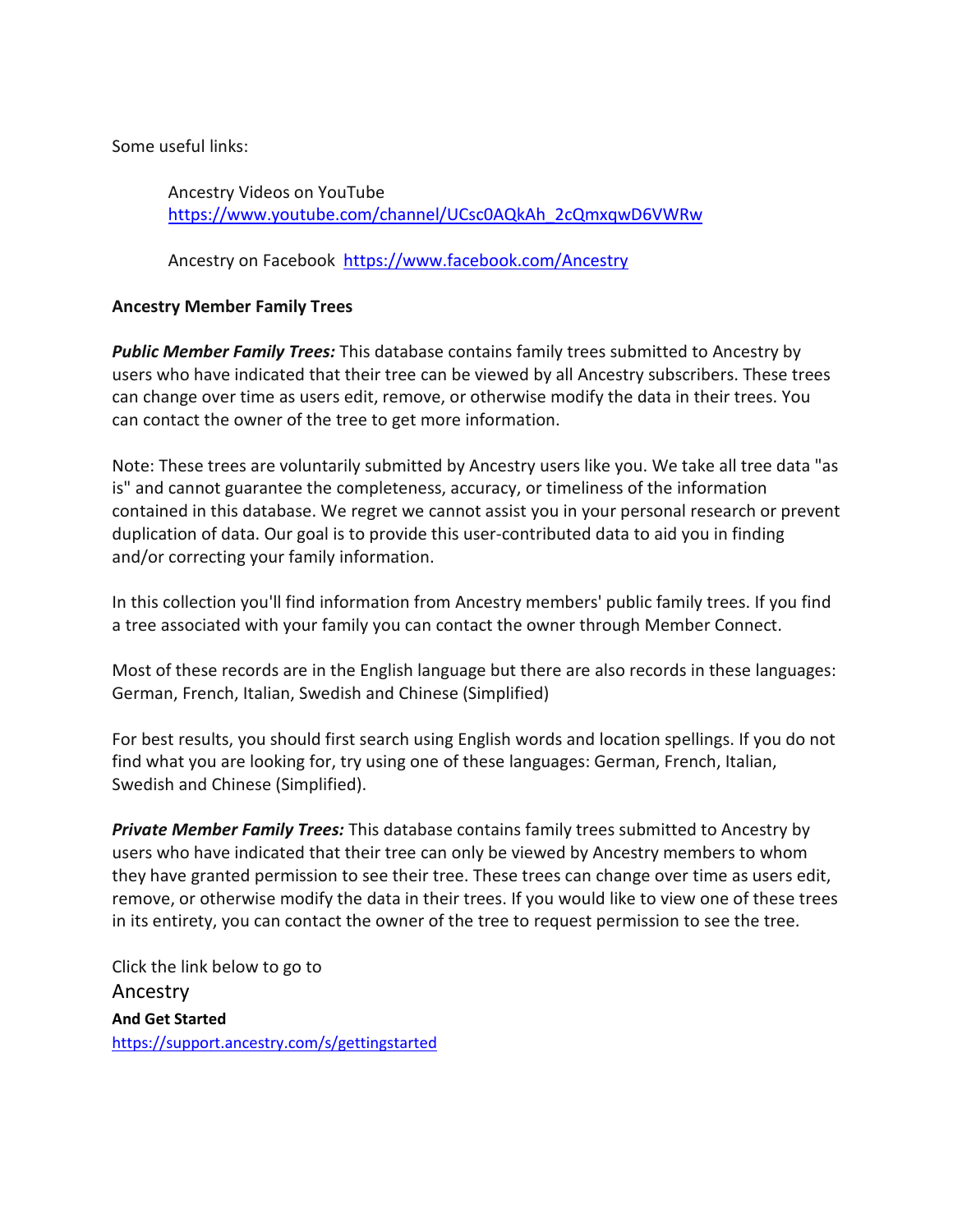Some useful links:

Ancestry Videos on YouTube
https://www.youtube.com/channel/UCsc0AQkAh_2cQmxqwD6VWRw

Ancestry on Facebook https://www.facebook.com/Ancestry

**Ancestry Member Family Trees**

***Public Member Family Trees:*** This database contains family trees submitted to Ancestry by users who have indicated that their tree can be viewed by all Ancestry subscribers. These trees can change over time as users edit, remove, or otherwise modify the data in their trees. You can contact the owner of the tree to get more information.

Note: These trees are voluntarily submitted by Ancestry users like you. We take all tree data "as is" and cannot guarantee the completeness, accuracy, or timeliness of the information contained in this database. We regret we cannot assist you in your personal research or prevent duplication of data. Our goal is to provide this user-contributed data to aid you in finding and/or correcting your family information.

In this collection you'll find information from Ancestry members' public family trees. If you find a tree associated with your family you can contact the owner through Member Connect.

Most of these records are in the English language but there are also records in these languages: German, French, Italian, Swedish and Chinese (Simplified)

For best results, you should first search using English words and location spellings. If you do not find what you are looking for, try using one of these languages: German, French, Italian, Swedish and Chinese (Simplified).

***Private Member Family Trees:*** This database contains family trees submitted to Ancestry by users who have indicated that their tree can only be viewed by Ancestry members to whom they have granted permission to see their tree. These trees can change over time as users edit, remove, or otherwise modify the data in their trees. If you would like to view one of these trees in its entirety, you can contact the owner of the tree to request permission to see the tree.

Click the link below to go to
Ancestry
**And Get Started**
https://support.ancestry.com/s/gettingstarted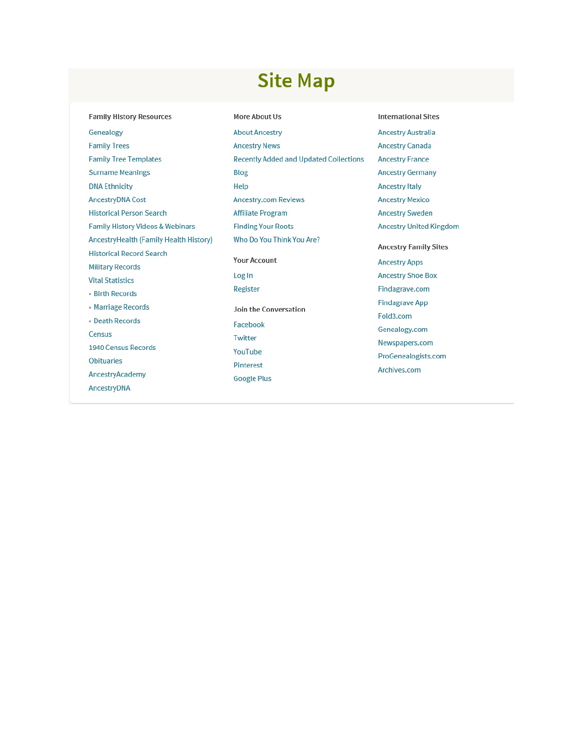# Site Map

### Family History Resources

- Genealogy
- Family Trees
- Family Tree Templates
- Surname Meanings
- DNA Ethnicity
- AncestryDNA Cost
- Historical Person Search
- Family History Videos & Webinars
- AncestryHealth (Family Health History)
- Historical Record Search
- Military Records
- Vital Statistics
  - Birth Records
  - Marriage Records
  - Death Records
- Census
- 1940 Census Records
- Obituaries
- AncestryAcademy
- AncestryDNA

### More About Us

- About Ancestry
- Ancestry News
- Recently Added and Updated Collections
- Blog
- Help
- Ancestry.com Reviews
- Affiliate Program
- Finding Your Roots
- Who Do You Think You Are?

### Your Account

- Log In
- Register

### Join the Conversation

- Facebook
- Twitter
- YouTube
- Pinterest
- Google Plus

### International Sites

- Ancestry Australia
- Ancestry Canada
- Ancestry France
- Ancestry Germany
- Ancestry Italy
- Ancestry Mexico
- Ancestry Sweden
- Ancestry United Kingdom

### Ancestry Family Sites

- Ancestry Apps
- Ancestry Shoe Box
- Findagrave.com
- Findagrave App
- Fold3.com
- Genealogy.com
- Newspapers.com
- ProGenealogists.com
- Archives.com